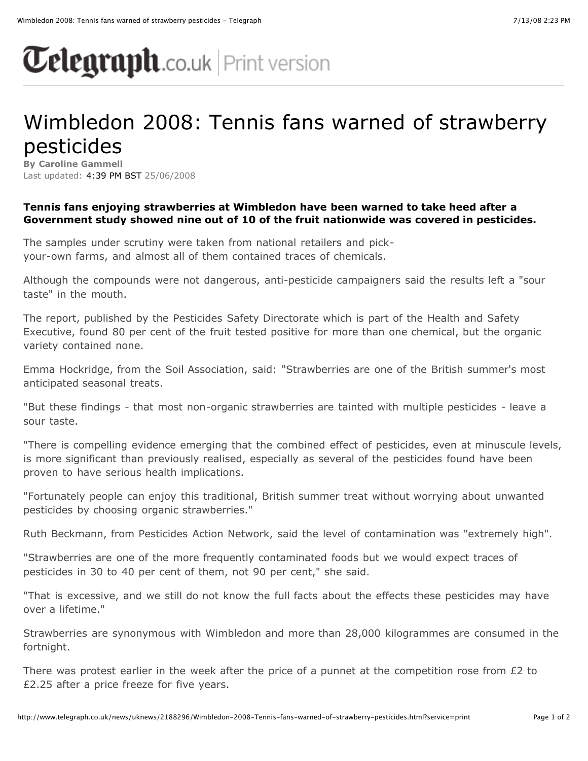Telegraph.co.uk | Print version

# Wimbledon 2008: Tennis fans warned of strawberry pesticides

**By Caroline Gammell**
Last updated: 4:39 PM BST 25/06/2008

**Tennis fans enjoying strawberries at Wimbledon have been warned to take heed after a Government study showed nine out of 10 of the fruit nationwide was covered in pesticides.**

The samples under scrutiny were taken from national retailers and pick-your-own farms, and almost all of them contained traces of chemicals.

Although the compounds were not dangerous, anti-pesticide campaigners said the results left a "sour taste" in the mouth.

The report, published by the Pesticides Safety Directorate which is part of the Health and Safety Executive, found 80 per cent of the fruit tested positive for more than one chemical, but the organic variety contained none.

Emma Hockridge, from the Soil Association, said: "Strawberries are one of the British summer's most anticipated seasonal treats.

"But these findings - that most non-organic strawberries are tainted with multiple pesticides - leave a sour taste.

"There is compelling evidence emerging that the combined effect of pesticides, even at minuscule levels, is more significant than previously realised, especially as several of the pesticides found have been proven to have serious health implications.

"Fortunately people can enjoy this traditional, British summer treat without worrying about unwanted pesticides by choosing organic strawberries."

Ruth Beckmann, from Pesticides Action Network, said the level of contamination was "extremely high".

"Strawberries are one of the more frequently contaminated foods but we would expect traces of pesticides in 30 to 40 per cent of them, not 90 per cent," she said.

"That is excessive, and we still do not know the full facts about the effects these pesticides may have over a lifetime."

Strawberries are synonymous with Wimbledon and more than 28,000 kilogrammes are consumed in the fortnight.

There was protest earlier in the week after the price of a punnet at the competition rose from £2 to £2.25 after a price freeze for five years.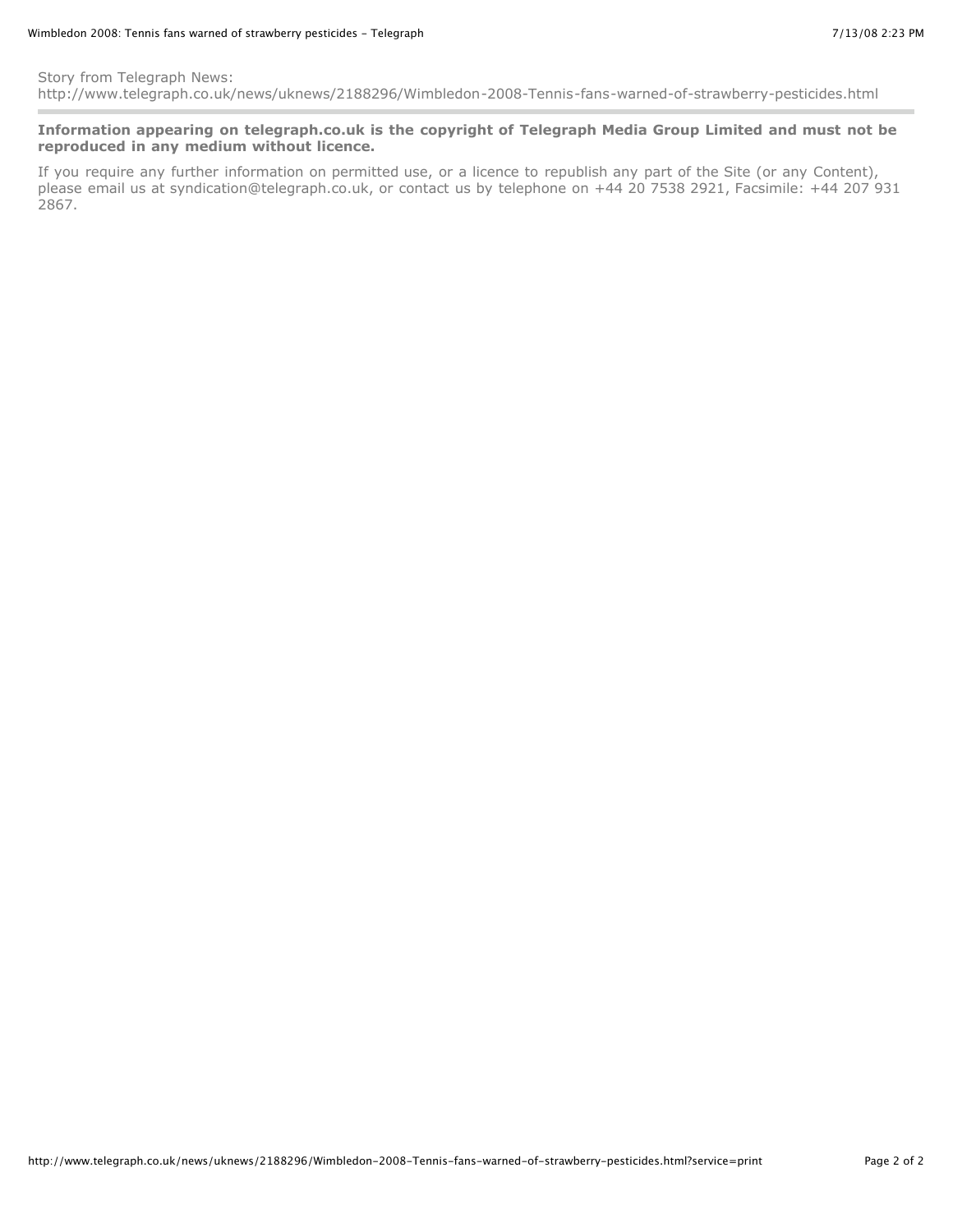Story from Telegraph News:
http://www.telegraph.co.uk/news/uknews/2188296/Wimbledon-2008-Tennis-fans-warned-of-strawberry-pesticides.html

---

**Information appearing on telegraph.co.uk is the copyright of Telegraph Media Group Limited and must not be reproduced in any medium without licence.**

If you require any further information on permitted use, or a licence to republish any part of the Site (or any Content), please email us at syndication@telegraph.co.uk, or contact us by telephone on +44 20 7538 2921, Facsimile: +44 207 931 2867.